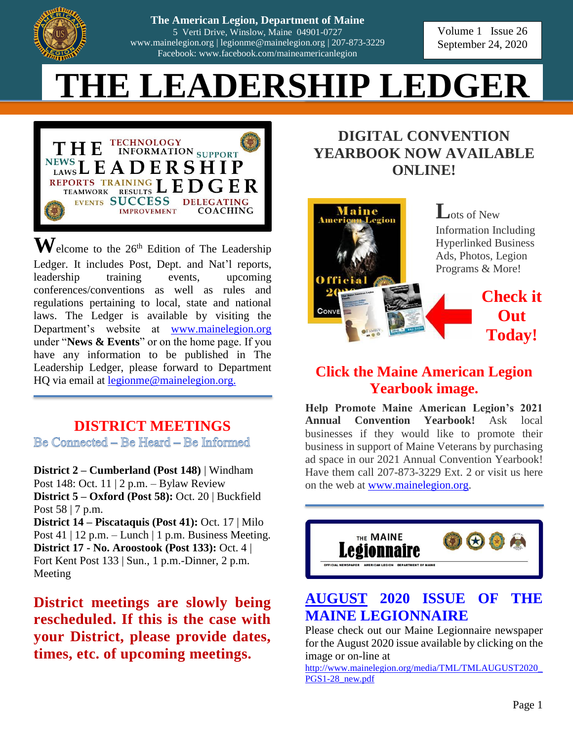The American Legion, Department of Maine
5 Verti Drive, Winslow, Maine 04901-0727
www.mainelegion.org | legionme@mainelegion.org | 207-873-3229
Facebook: www.facebook.com/maineamericanlegion

Volume 1 Issue 26
September 24, 2020

# THE LEADERSHIP LEDGER

Welcome to the 26th Edition of The Leadership Ledger. It includes Post, Dept. and Nat'l reports, leadership training events, upcoming conferences/conventions as well as rules and regulations pertaining to local, state and national laws. The Ledger is available by visiting the Department's website at www.mainelegion.org under "**News & Events**" or on the home page. If you have any information to be published in The Leadership Ledger, please forward to Department HQ via email at legionme@mainelegion.org.

## DISTRICT MEETINGS

Be Connected – Be Heard – Be Informed

**District 2 – Cumberland (Post 148)** | Windham Post 148: Oct. 11 | 2 p.m. – Bylaw Review
**District 5 – Oxford (Post 58):** Oct. 20 | Buckfield Post 58 | 7 p.m.
**District 14 – Piscataquis (Post 41):** Oct. 17 | Milo Post 41 | 12 p.m. – Lunch | 1 p.m. Business Meeting.
**District 17 - No. Aroostook (Post 133):** Oct. 4 | Fort Kent Post 133 | Sun., 1 p.m.-Dinner, 2 p.m. Meeting

**District meetings are slowly being rescheduled. If this is the case with your District, please provide dates, times, etc. of upcoming meetings.**

## DIGITAL CONVENTION YEARBOOK NOW AVAILABLE ONLINE!

Lots of New Information Including Hyperlinked Business Ads, Photos, Legion Programs & More!

**Check it Out Today!**

### Click the Maine American Legion Yearbook image.

**Help Promote Maine American Legion's 2021 Annual Convention Yearbook!** Ask local businesses if they would like to promote their business in support of Maine Veterans by purchasing ad space in our 2021 Annual Convention Yearbook! Have them call 207-873-3229 Ext. 2 or visit us here on the web at www.mainelegion.org.

## AUGUST 2020 ISSUE OF THE MAINE LEGIONNAIRE

Please check out our Maine Legionnaire newspaper for the August 2020 issue available by clicking on the image or on-line at
http://www.mainelegion.org/media/TML/TMLAUGUST2020_PGS1-28_new.pdf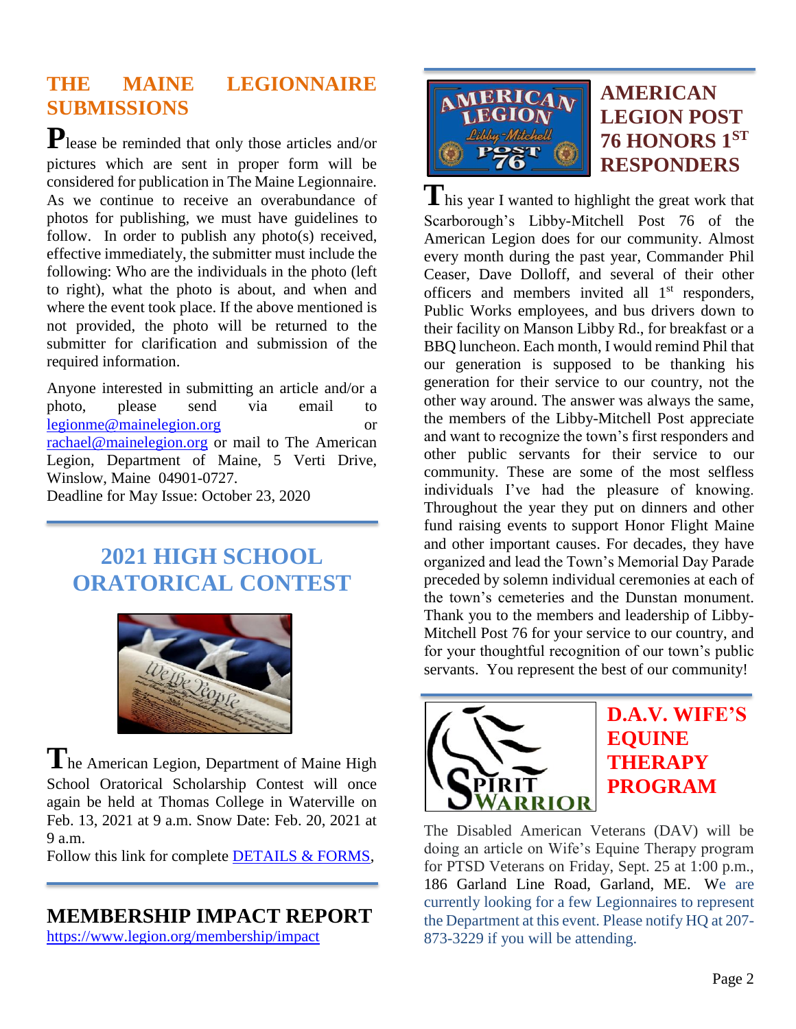## THE MAINE LEGIONNAIRE SUBMISSIONS

Please be reminded that only those articles and/or pictures which are sent in proper form will be considered for publication in The Maine Legionnaire. As we continue to receive an overabundance of photos for publishing, we must have guidelines to follow. In order to publish any photo(s) received, effective immediately, the submitter must include the following: Who are the individuals in the photo (left to right), what the photo is about, and when and where the event took place. If the above mentioned is not provided, the photo will be returned to the submitter for clarification and submission of the required information.

Anyone interested in submitting an article and/or a photo, please send via email to legionme@mainelegion.org or rachael@mainelegion.org or mail to The American Legion, Department of Maine, 5 Verti Drive, Winslow, Maine 04901-0727.
Deadline for May Issue: October 23, 2020

## 2021 HIGH SCHOOL ORATORICAL CONTEST

The American Legion, Department of Maine High School Oratorical Scholarship Contest will once again be held at Thomas College in Waterville on Feb. 13, 2021 at 9 a.m. Snow Date: Feb. 20, 2021 at 9 a.m.
Follow this link for complete DETAILS & FORMS,

## MEMBERSHIP IMPACT REPORT

https://www.legion.org/membership/impact

## AMERICAN LEGION POST 76 HONORS 1ST RESPONDERS

This year I wanted to highlight the great work that Scarborough's Libby-Mitchell Post 76 of the American Legion does for our community. Almost every month during the past year, Commander Phil Ceaser, Dave Dolloff, and several of their other officers and members invited all 1st responders, Public Works employees, and bus drivers down to their facility on Manson Libby Rd., for breakfast or a BBQ luncheon. Each month, I would remind Phil that our generation is supposed to be thanking his generation for their service to our country, not the other way around. The answer was always the same, the members of the Libby-Mitchell Post appreciate and want to recognize the town's first responders and other public servants for their service to our community. These are some of the most selfless individuals I've had the pleasure of knowing. Throughout the year they put on dinners and other fund raising events to support Honor Flight Maine and other important causes. For decades, they have organized and lead the Town's Memorial Day Parade preceded by solemn individual ceremonies at each of the town's cemeteries and the Dunstan monument. Thank you to the members and leadership of Libby-Mitchell Post 76 for your service to our country, and for your thoughtful recognition of our town's public servants. You represent the best of our community!

## D.A.V. WIFE'S EQUINE THERAPY PROGRAM

The Disabled American Veterans (DAV) will be doing an article on Wife's Equine Therapy program for PTSD Veterans on Friday, Sept. 25 at 1:00 p.m., 186 Garland Line Road, Garland, ME. We are currently looking for a few Legionnaires to represent the Department at this event. Please notify HQ at 207-873-3229 if you will be attending.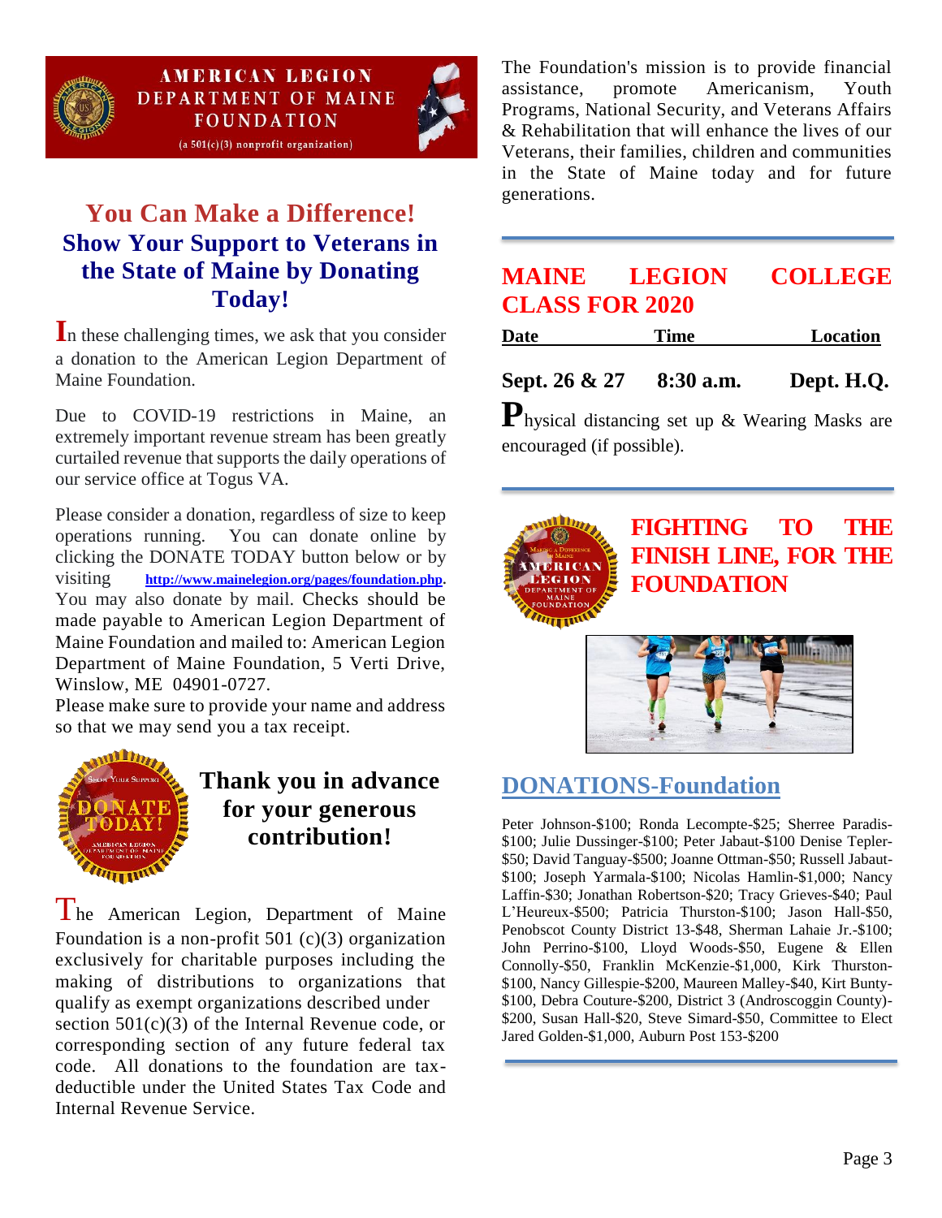**AMERICAN LEGION DEPARTMENT OF MAINE FOUNDATION**

(a 501(c)(3) nonprofit organization)

## You Can Make a Difference!

## Show Your Support to Veterans in the State of Maine by Donating Today!

In these challenging times, we ask that you consider a donation to the American Legion Department of Maine Foundation.

Due to COVID-19 restrictions in Maine, an extremely important revenue stream has been greatly curtailed revenue that supports the daily operations of our service office at Togus VA.

Please consider a donation, regardless of size to keep operations running. You can donate online by clicking the DONATE TODAY button below or by visiting **http://www.mainelegion.org/pages/foundation.php**. You may also donate by mail. Checks should be made payable to American Legion Department of Maine Foundation and mailed to: American Legion Department of Maine Foundation, 5 Verti Drive, Winslow, ME 04901-0727.

Please make sure to provide your name and address so that we may send you a tax receipt.

### Thank you in advance for your generous contribution!

The American Legion, Department of Maine Foundation is a non-profit 501 (c)(3) organization exclusively for charitable purposes including the making of distributions to organizations that qualify as exempt organizations described under section 501(c)(3) of the Internal Revenue code, or corresponding section of any future federal tax code. All donations to the foundation are tax-deductible under the United States Tax Code and Internal Revenue Service.

The Foundation's mission is to provide financial assistance, promote Americanism, Youth Programs, National Security, and Veterans Affairs & Rehabilitation that will enhance the lives of our Veterans, their families, children and communities in the State of Maine today and for future generations.

## MAINE LEGION COLLEGE CLASS FOR 2020

| Date | Time | Location |
|---|---|---|
| **Sept. 26 & 27** | **8:30 a.m.** | **Dept. H.Q.** |

Physical distancing set up & Wearing Masks are encouraged (if possible).

## FIGHTING TO THE FINISH LINE, FOR THE FOUNDATION

## DONATIONS-Foundation

Peter Johnson-$100; Ronda Lecompte-$25; Sherree Paradis-$100; Julie Dussinger-$100; Peter Jabaut-$100 Denise Tepler-$50; David Tanguay-$500; Joanne Ottman-$50; Russell Jabaut-$100; Joseph Yarmala-$100; Nicolas Hamlin-$1,000; Nancy Laffin-$30; Jonathan Robertson-$20; Tracy Grieves-$40; Paul L'Heureux-$500; Patricia Thurston-$100; Jason Hall-$50, Penobscot County District 13-$48, Sherman Lahaie Jr.-$100; John Perrino-$100, Lloyd Woods-$50, Eugene & Ellen Connolly-$50, Franklin McKenzie-$1,000, Kirk Thurston-$100, Nancy Gillespie-$200, Maureen Malley-$40, Kirt Bunty-$100, Debra Couture-$200, District 3 (Androscoggin County)-$200, Susan Hall-$20, Steve Simard-$50, Committee to Elect Jared Golden-$1,000, Auburn Post 153-$200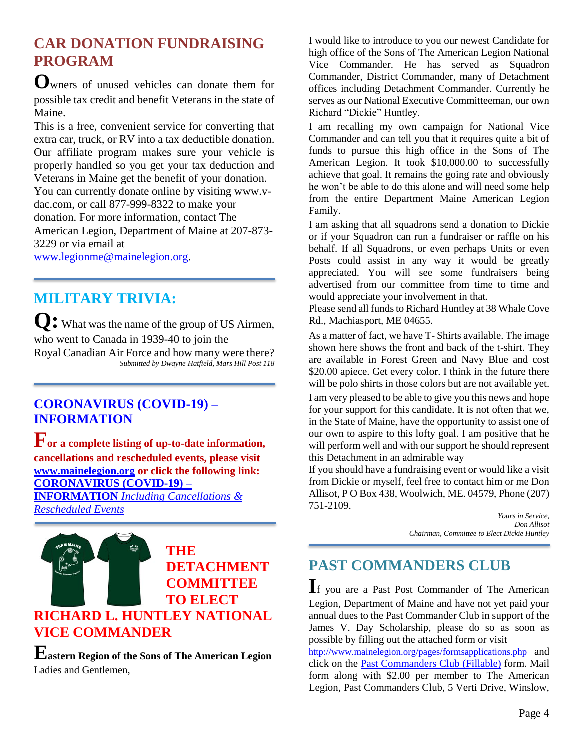## CAR DONATION FUNDRAISING PROGRAM

Owners of unused vehicles can donate them for possible tax credit and benefit Veterans in the state of Maine.

This is a free, convenient service for converting that extra car, truck, or RV into a tax deductible donation. Our affiliate program makes sure your vehicle is properly handled so you get your tax deduction and Veterans in Maine get the benefit of your donation. You can currently donate online by visiting www.v-dac.com, or call 877-999-8322 to make your donation. For more information, contact The American Legion, Department of Maine at 207-873-3229 or via email at www.legionme@mainelegion.org.

## MILITARY TRIVIA:

**Q:** What was the name of the group of US Airmen, who went to Canada in 1939-40 to join the Royal Canadian Air Force and how many were there?

*Submitted by Dwayne Hatfield, Mars Hill Post 118*

## CORONAVIRUS (COVID-19) – INFORMATION

**For a complete listing of up-to-date information, cancellations and rescheduled events, please visit www.mainelegion.org or click the following link: CORONAVIRUS (COVID-19) – INFORMATION** *Including Cancellations & Rescheduled Events*

## THE DETACHMENT COMMITTEE TO ELECT RICHARD L. HUNTLEY NATIONAL VICE COMMANDER

**Eastern Region of the Sons of The American Legion**

Ladies and Gentlemen,

I would like to introduce to you our newest Candidate for high office of the Sons of The American Legion National Vice Commander. He has served as Squadron Commander, District Commander, many of Detachment offices including Detachment Commander. Currently he serves as our National Executive Committeeman, our own Richard "Dickie" Huntley.

I am recalling my own campaign for National Vice Commander and can tell you that it requires quite a bit of funds to pursue this high office in the Sons of The American Legion. It took $10,000.00 to successfully achieve that goal. It remains the going rate and obviously he won't be able to do this alone and will need some help from the entire Department Maine American Legion Family.

I am asking that all squadrons send a donation to Dickie or if your Squadron can run a fundraiser or raffle on his behalf. If all Squadrons, or even perhaps Units or even Posts could assist in any way it would be greatly appreciated. You will see some fundraisers being advertised from our committee from time to time and would appreciate your involvement in that.

Please send all funds to Richard Huntley at 38 Whale Cove Rd., Machiasport, ME 04655.

As a matter of fact, we have T- Shirts available. The image shown here shows the front and back of the t-shirt. They are available in Forest Green and Navy Blue and cost $20.00 apiece. Get every color. I think in the future there will be polo shirts in those colors but are not available yet.

I am very pleased to be able to give you this news and hope for your support for this candidate. It is not often that we, in the State of Maine, have the opportunity to assist one of our own to aspire to this lofty goal. I am positive that he will perform well and with our support he should represent this Detachment in an admirable way

If you should have a fundraising event or would like a visit from Dickie or myself, feel free to contact him or me Don Allisot, P O Box 438, Woolwich, ME. 04579, Phone (207) 751-2109.

*Yours in Service,*
*Don Allisot*
*Chairman, Committee to Elect Dickie Huntley*

## PAST COMMANDERS CLUB

If you are a Past Post Commander of The American Legion, Department of Maine and have not yet paid your annual dues to the Past Commander Club in support of the James V. Day Scholarship, please do so as soon as possible by filling out the attached form or visit http://www.mainelegion.org/pages/formsapplications.php and click on the Past Commanders Club (Fillable) form. Mail form along with $2.00 per member to The American Legion, Past Commanders Club, 5 Verti Drive, Winslow,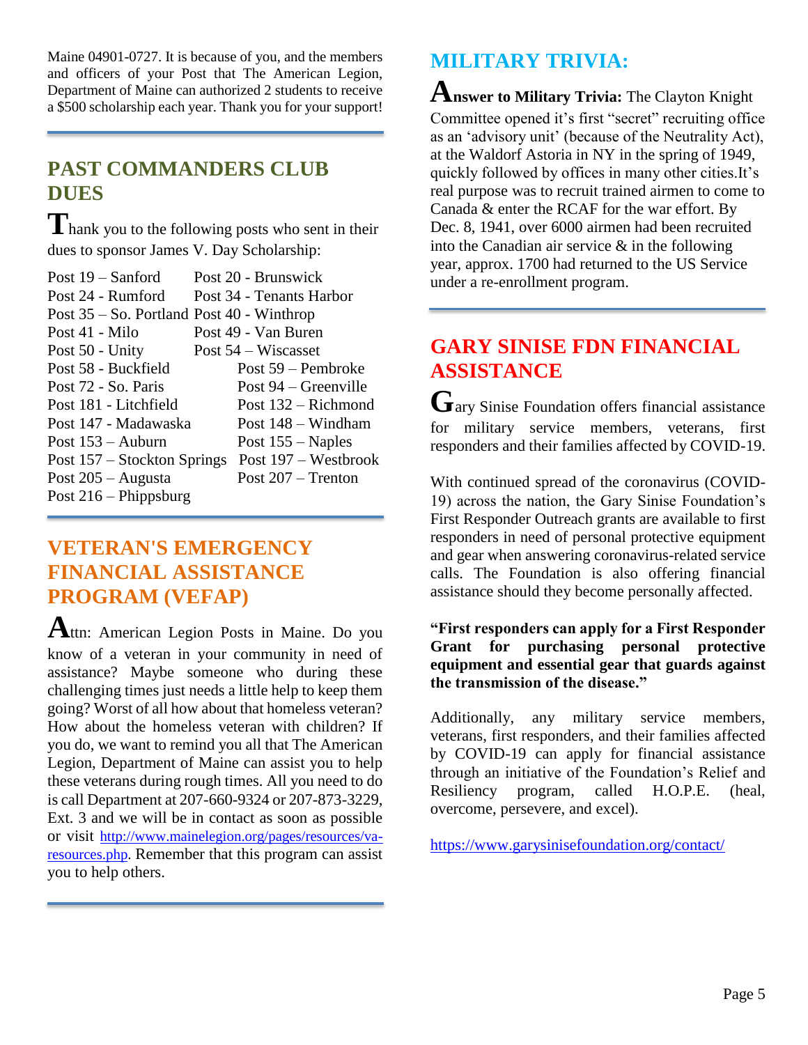Maine 04901-0727. It is because of you, and the members and officers of your Post that The American Legion, Department of Maine can authorized 2 students to receive a $500 scholarship each year. Thank you for your support!

## PAST COMMANDERS CLUB DUES

Thank you to the following posts who sent in their dues to sponsor James V. Day Scholarship:

| | |
|---|---|
| Post 19 – Sanford | Post 20 - Brunswick |
| Post 24 - Rumford | Post 34 - Tenants Harbor |
| Post 35 – So. Portland | Post 40 - Winthrop |
| Post 41 - Milo | Post 49 - Van Buren |
| Post 50 - Unity | Post 54 – Wiscasset |
| Post 58 - Buckfield | Post 59 – Pembroke |
| Post 72 - So. Paris | Post 94 – Greenville |
| Post 181 - Litchfield | Post 132 – Richmond |
| Post 147 - Madawaska | Post 148 – Windham |
| Post 153 – Auburn | Post 155 – Naples |
| Post 157 – Stockton Springs | Post 197 – Westbrook |
| Post 205 – Augusta | Post 207 – Trenton |
| Post 216 – Phippsburg | |

## VETERAN'S EMERGENCY FINANCIAL ASSISTANCE PROGRAM (VEFAP)

Attn: American Legion Posts in Maine. Do you know of a veteran in your community in need of assistance? Maybe someone who during these challenging times just needs a little help to keep them going? Worst of all how about that homeless veteran? How about the homeless veteran with children? If you do, we want to remind you all that The American Legion, Department of Maine can assist you to help these veterans during rough times. All you need to do is call Department at 207-660-9324 or 207-873-3229, Ext. 3 and we will be in contact as soon as possible or visit http://www.mainelegion.org/pages/resources/va-resources.php. Remember that this program can assist you to help others.

## MILITARY TRIVIA:

**Answer to Military Trivia:** The Clayton Knight Committee opened it's first "secret" recruiting office as an 'advisory unit' (because of the Neutrality Act), at the Waldorf Astoria in NY in the spring of 1949, quickly followed by offices in many other cities.It's real purpose was to recruit trained airmen to come to Canada & enter the RCAF for the war effort. By Dec. 8, 1941, over 6000 airmen had been recruited into the Canadian air service & in the following year, approx. 1700 had returned to the US Service under a re-enrollment program.

## GARY SINISE FDN FINANCIAL ASSISTANCE

Gary Sinise Foundation offers financial assistance for military service members, veterans, first responders and their families affected by COVID-19.

With continued spread of the coronavirus (COVID-19) across the nation, the Gary Sinise Foundation's First Responder Outreach grants are available to first responders in need of personal protective equipment and gear when answering coronavirus-related service calls. The Foundation is also offering financial assistance should they become personally affected.

**"First responders can apply for a First Responder Grant for purchasing personal protective equipment and essential gear that guards against the transmission of the disease."**

Additionally, any military service members, veterans, first responders, and their families affected by COVID-19 can apply for financial assistance through an initiative of the Foundation's Relief and Resiliency program, called H.O.P.E. (heal, overcome, persevere, and excel).

https://www.garysinisefoundation.org/contact/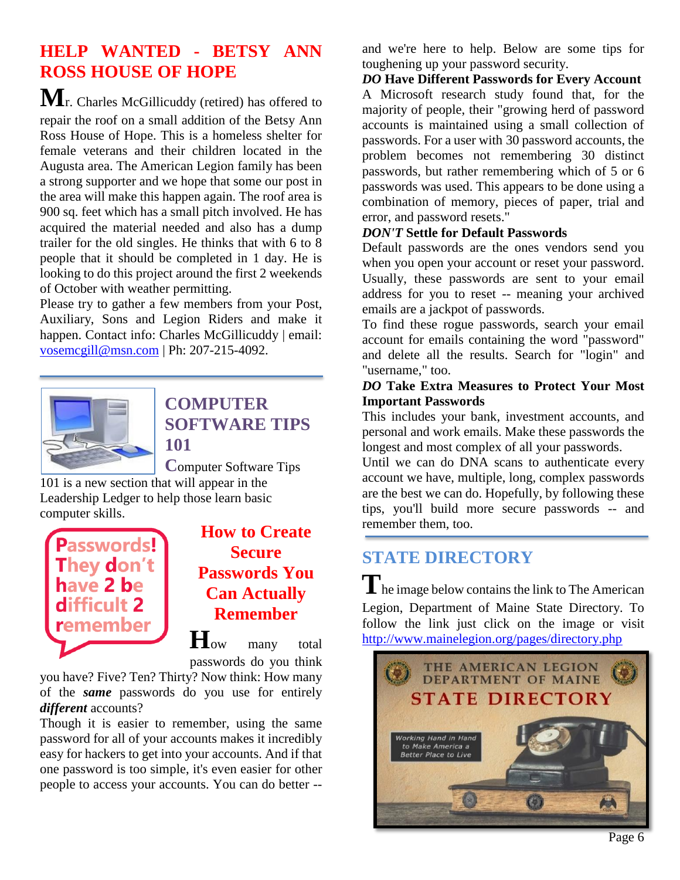## HELP WANTED - BETSY ANN ROSS HOUSE OF HOPE

Mr. Charles McGillicuddy (retired) has offered to repair the roof on a small addition of the Betsy Ann Ross House of Hope. This is a homeless shelter for female veterans and their children located in the Augusta area. The American Legion family has been a strong supporter and we hope that some our post in the area will make this happen again. The roof area is 900 sq. feet which has a small pitch involved. He has acquired the material needed and also has a dump trailer for the old singles. He thinks that with 6 to 8 people that it should be completed in 1 day. He is looking to do this project around the first 2 weekends of October with weather permitting.

Please try to gather a few members from your Post, Auxiliary, Sons and Legion Riders and make it happen. Contact info: Charles McGillicuddy | email: vosemcgill@msn.com | Ph: 207-215-4092.

## COMPUTER SOFTWARE TIPS 101

Computer Software Tips 101 is a new section that will appear in the Leadership Ledger to help those learn basic computer skills.

Passwords! They don't have 2 be difficult 2 remember

### How to Create Secure Passwords You Can Actually Remember

How many total passwords do you think you have? Five? Ten? Thirty? Now think: How many of the ***same*** passwords do you use for entirely ***different*** accounts?

Though it is easier to remember, using the same password for all of your accounts makes it incredibly easy for hackers to get into your accounts. And if that one password is too simple, it's even easier for other people to access your accounts. You can do better -- and we're here to help. Below are some tips for toughening up your password security.

***DO*** **Have Different Passwords for Every Account**

A Microsoft research study found that, for the majority of people, their "growing herd of password accounts is maintained using a small collection of passwords. For a user with 30 password accounts, the problem becomes not remembering 30 distinct passwords, but rather remembering which of 5 or 6 passwords was used. This appears to be done using a combination of memory, pieces of paper, trial and error, and password resets."

***DON'T*** **Settle for Default Passwords**

Default passwords are the ones vendors send you when you open your account or reset your password. Usually, these passwords are sent to your email address for you to reset -- meaning your archived emails are a jackpot of passwords.

To find these rogue passwords, search your email account for emails containing the word "password" and delete all the results. Search for "login" and "username," too.

***DO*** **Take Extra Measures to Protect Your Most Important Passwords**

This includes your bank, investment accounts, and personal and work emails. Make these passwords the longest and most complex of all your passwords.

Until we can do DNA scans to authenticate every account we have, multiple, long, complex passwords are the best we can do. Hopefully, by following these tips, you'll build more secure passwords -- and remember them, too.

## STATE DIRECTORY

The image below contains the link to The American Legion, Department of Maine State Directory. To follow the link just click on the image or visit http://www.mainelegion.org/pages/directory.php

THE AMERICAN LEGION DEPARTMENT OF MAINE
STATE DIRECTORY
Working Hand in Hand to Make America a Better Place to Live